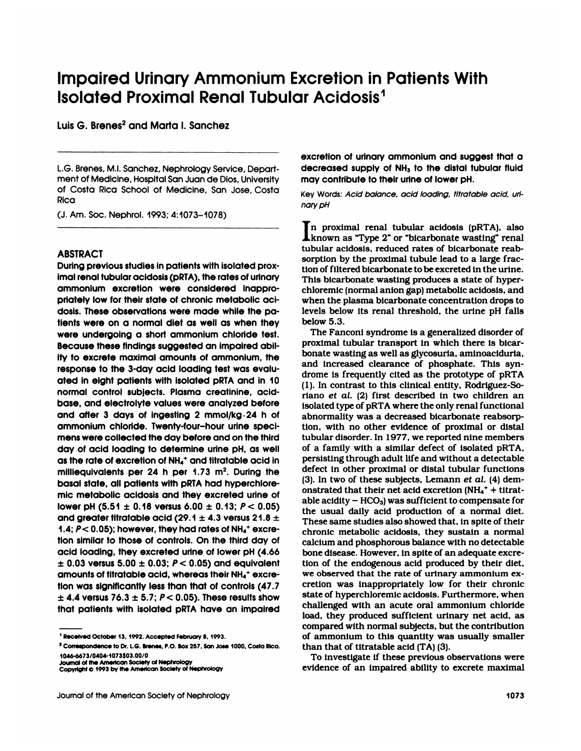# Impaired Urinary Ammonium Excretion in Patients With Isolated Proximal Renal Tubular Acidosis[1]

Luis G. Brenes[2] and Marta I. Sanchez

L.G. Brenes, M.I. Sanchez, Nephrology Service, Department of Medicine, Hospital San Juan de Dios, University of Costa Rica School of Medicine, San Jose, Costa Rica

(J. Am. Soc. Nephrol. 1993; 4:1073–1078)

## ABSTRACT

**During previous studies in patients with isolated proximal renal tubular acidosis (pRTA), the rates of urinary ammonium excretion were considered inappropriately low for their state of chronic metabolic acidosis. These observations were made while the patients were on a normal diet as well as when they were undergoing a short ammonium chloride test. Because these findings suggested an impaired ability to excrete maximal amounts of ammonium, the response to the 3-day acid loading test was evaluated in eight patients with isolated pRTA and in 10 normal control subjects. Plasma creatinine, acid-base, and electrolyte values were analyzed before and after 3 days of ingesting 2 mmol/kg·24 h of ammonium chloride. Twenty-four-hour urine specimens were collected the day before and on the third day of acid loading to determine urine pH, as well as the rate of excretion of $NH_4^+$ and titratable acid in milliequivalents per 24 h per 1.73 $m^2$. During the basal state, all patients with pRTA had hyperchloremic metabolic acidosis and they excreted urine of lower pH (5.51 ± 0.18 versus 6.00 ± 0.13; $P < 0.05$) and greater titratable acid (29.1 ± 4.3 versus 21.8 ± 1.4; $P < 0.05$); however, they had rates of $NH_4^+$ excretion similar to those of controls. On the third day of acid loading, they excreted urine of lower pH (4.66 ± 0.03 versus 5.00 ± 0.03; $P < 0.05$) and equivalent amounts of titratable acid, whereas their $NH_4^+$ excretion was significantly less than that of controls (47.7 ± 4.4 versus 76.3 ± 5.7; $P < 0.05$). These results show that patients with isolated pRTA have an impaired excretion of urinary ammonium and suggest that a decreased supply of $NH_3$ to the distal tubular fluid may contribute to their urine of lower pH.**

Key Words: *Acid balance, acid loading, titratable acid, urinary pH*

In proximal renal tubular acidosis (pRTA), also known as "Type 2" or "bicarbonate wasting" renal tubular acidosis, reduced rates of bicarbonate reabsorption by the proximal tubule lead to a large fraction of filtered bicarbonate to be excreted in the urine. This bicarbonate wasting produces a state of hyperchloremic (normal anion gap) metabolic acidosis, and when the plasma bicarbonate concentration drops to levels below its renal threshold, the urine pH falls below 5.3.

The Fanconi syndrome is a generalized disorder of proximal tubular transport in which there is bicarbonate wasting as well as glycosuria, aminoaciduria, and increased clearance of phosphate. This syndrome is frequently cited as the prototype of pRTA (1). In contrast to this clinical entity, Rodriguez-Soriano *et al.* (2) first described in two children an isolated type of pRTA where the only renal functional abnormality was a decreased bicarbonate reabsorption, with no other evidence of proximal or distal tubular disorder. In 1977, we reported nine members of a family with a similar defect of isolated pRTA, persisting through adult life and without a detectable defect in other proximal or distal tubular functions (3). In two of these subjects, Lemann *et al.* (4) demonstrated that their net acid excretion ($NH_4^+$ + titratable acidity − $HCO_3$) was sufficient to compensate for the usual daily acid production of a normal diet. These same studies also showed that, in spite of their chronic metabolic acidosis, they sustain a normal calcium and phosphorous balance with no detectable bone disease. However, in spite of an adequate excretion of the endogenous acid produced by their diet, we observed that the rate of urinary ammonium excretion was inappropriately low for their chronic state of hyperchloremic acidosis. Furthermore, when challenged with an acute oral ammonium chloride load, they produced sufficient urinary net acid, as compared with normal subjects, but the contribution of ammonium to this quantity was usually smaller than that of titratable acid (TA) (3).

To investigate if these previous observations were evidence of an impaired ability to excrete maximal

---

[1] Received October 13, 1992. Accepted February 8, 1993.

[2] Correspondence to Dr. L.G. Brenes, P.O. Box 257, San Jose 1000, Costa Rica.

1046-6673/0404-1073$03.00/0
Journal of the American Society of Nephrology
Copyright © 1993 by the American Society of Nephrology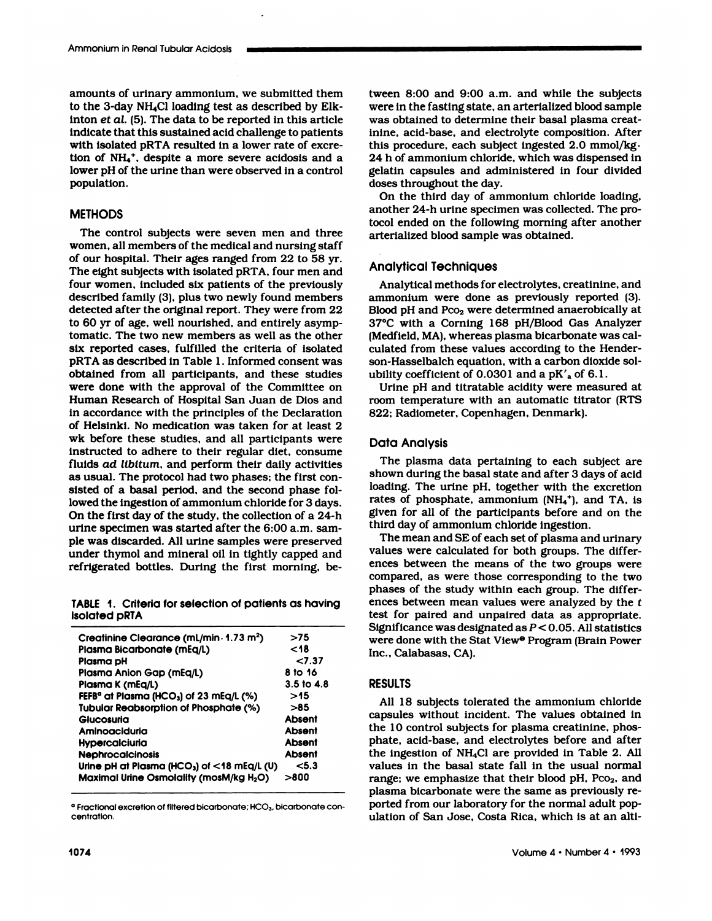amounts of urinary ammonium, we submitted them to the 3-day $NH_4Cl$ loading test as described by Elkinton *et al.* (5). The data to be reported in this article indicate that this sustained acid challenge to patients with isolated pRTA resulted in a lower rate of excretion of $NH_4^+$, despite a more severe acidosis and a lower pH of the urine than were observed in a control population.

## METHODS

The control subjects were seven men and three women, all members of the medical and nursing staff of our hospital. Their ages ranged from 22 to 58 yr. The eight subjects with isolated pRTA, four men and four women, included six patients of the previously described family (3), plus two newly found members detected after the original report. They were from 22 to 60 yr of age, well nourished, and entirely asymptomatic. The two new members as well as the other six reported cases, fulfilled the criteria of isolated pRTA as described in Table 1. Informed consent was obtained from all participants, and these studies were done with the approval of the Committee on Human Research of Hospital San Juan de Dios and in accordance with the principles of the Declaration of Helsinki. No medication was taken for at least 2 wk before these studies, and all participants were instructed to adhere to their regular diet, consume fluids *ad libitum*, and perform their daily activities as usual. The protocol had two phases; the first consisted of a basal period, and the second phase followed the ingestion of ammonium chloride for 3 days. On the first day of the study, the collection of a 24-h urine specimen was started after the 6:00 a.m. sample was discarded. All urine samples were preserved under thymol and mineral oil in tightly capped and refrigerated bottles. During the first morning, between 8:00 and 9:00 a.m. and while the subjects were in the fasting state, an arterialized blood sample was obtained to determine their basal plasma creatinine, acid-base, and electrolyte composition. After this procedure, each subject ingested 2.0 mmol/kg · 24 h of ammonium chloride, which was dispensed in gelatin capsules and administered in four divided doses throughout the day.

On the third day of ammonium chloride loading, another 24-h urine specimen was collected. The protocol ended on the following morning after another arterialized blood sample was obtained.

TABLE 1. Criteria for selection of patients as having isolated pRTA

| | |
|---|---|
| Creatinine Clearance (mL/min · 1.73 $m^2$) | >75 |
| Plasma Bicarbonate (mEq/L) | <18 |
| Plasma pH | <7.37 |
| Plasma Anion Gap (mEq/L) | 8 to 16 |
| Plasma K (mEq/L) | 3.5 to 4.8 |
| FEFB[a] at Plasma ($HCO_3$) of 23 mEq/L (%) | >15 |
| Tubular Reabsorption of Phosphate (%) | >85 |
| Glucosuria | Absent |
| Aminoaciduria | Absent |
| Hypercalciuria | Absent |
| Nephrocalcinosis | Absent |
| Urine pH at Plasma ($HCO_3$) of <18 mEq/L (U) | <5.3 |
| Maximal Urine Osmolality (mosM/kg $H_2O$) | >800 |

[a] Fractional excretion of filtered bicarbonate; $HCO_3$, bicarbonate concentration.

### Analytical Techniques

Analytical methods for electrolytes, creatinine, and ammonium were done as previously reported (3). Blood pH and $P_{CO_2}$ were determined anaerobically at 37°C with a Corning 168 pH/Blood Gas Analyzer (Medfield, MA), whereas plasma bicarbonate was calculated from these values according to the Henderson-Hasselbalch equation, with a carbon dioxide solubility coefficient of 0.0301 and a $pK'_a$ of 6.1.

Urine pH and titratable acidity were measured at room temperature with an automatic titrator (RTS 822; Radiometer, Copenhagen, Denmark).

### Data Analysis

The plasma data pertaining to each subject are shown during the basal state and after 3 days of acid loading. The urine pH, together with the excretion rates of phosphate, ammonium ($NH_4^+$), and TA, is given for all of the participants before and on the third day of ammonium chloride ingestion.

The mean and SE of each set of plasma and urinary values were calculated for both groups. The differences between the means of the two groups were compared, as were those corresponding to the two phases of the study within each group. The differences between mean values were analyzed by the *t* test for paired and unpaired data as appropriate. Significance was designated as $P < 0.05$. All statistics were done with the Stat View® Program (Brain Power Inc., Calabasas, CA).

## RESULTS

All 18 subjects tolerated the ammonium chloride capsules without incident. The values obtained in the 10 control subjects for plasma creatinine, phosphate, acid-base, and electrolytes before and after the ingestion of $NH_4Cl$ are provided in Table 2. All values in the basal state fall in the usual normal range; we emphasize that their blood pH, $P_{CO_2}$, and plasma bicarbonate were the same as previously reported from our laboratory for the normal adult population of San Jose, Costa Rica, which is at an alti-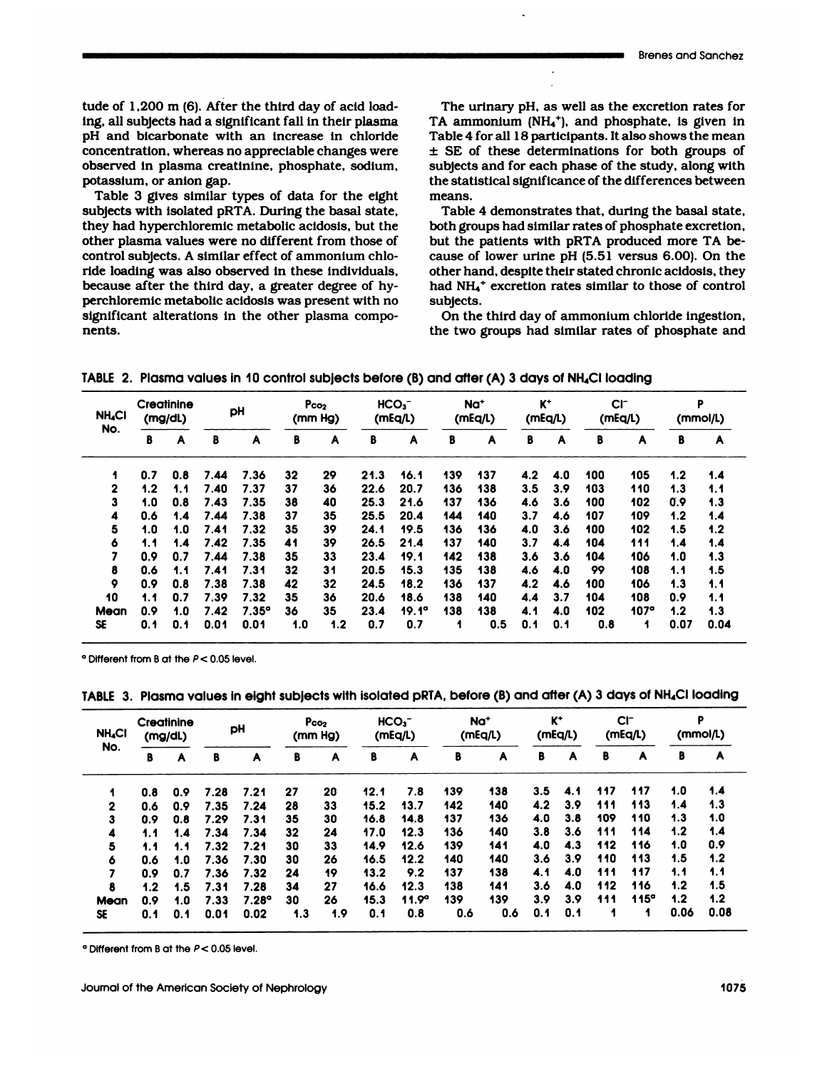tude of 1,200 m (6). After the third day of acid loading, all subjects had a significant fall in their plasma pH and bicarbonate with an increase in chloride concentration, whereas no appreciable changes were observed in plasma creatinine, phosphate, sodium, potassium, or anion gap.

Table 3 gives similar types of data for the eight subjects with isolated pRTA. During the basal state, they had hyperchloremic metabolic acidosis, but the other plasma values were no different from those of control subjects. A similar effect of ammonium chloride loading was also observed in these individuals, because after the third day, a greater degree of hyperchloremic metabolic acidosis was present with no significant alterations in the other plasma components.

The urinary pH, as well as the excretion rates for TA ammonium ($NH_4^+$), and phosphate, is given in Table 4 for all 18 participants. It also shows the mean ± SE of these determinations for both groups of subjects and for each phase of the study, along with the statistical significance of the differences between means.

Table 4 demonstrates that, during the basal state, both groups had similar rates of phosphate excretion, but the patients with pRTA produced more TA because of lower urine pH (5.51 versus 6.00). On the other hand, despite their stated chronic acidosis, they had $NH_4^+$ excretion rates similar to those of control subjects.

On the third day of ammonium chloride ingestion, the two groups had similar rates of phosphate and

**TABLE 2. Plasma values in 10 control subjects before (B) and after (A) 3 days of $NH_4Cl$ loading**

| $NH_4Cl$ No. | Creatinine (mg/dL) | | pH | | $P_{CO_2}$ (mm Hg) | | $HCO_3^-$ (mEq/L) | | $Na^+$ (mEq/L) | | $K^+$ (mEq/L) | | $Cl^-$ (mEq/L) | | P (mmol/L) | |
|---|---|---|---|---|---|---|---|---|---|---|---|---|---|---|---|---|
| | B | A | B | A | B | A | B | A | B | A | B | A | B | A | B | A |
| 1 | 0.7 | 0.8 | 7.44 | 7.36 | 32 | 29 | 21.3 | 16.1 | 139 | 137 | 4.2 | 4.0 | 100 | 105 | 1.2 | 1.4 |
| 2 | 1.2 | 1.1 | 7.40 | 7.37 | 37 | 36 | 22.6 | 20.7 | 136 | 138 | 3.5 | 3.9 | 103 | 110 | 1.3 | 1.1 |
| 3 | 1.0 | 0.8 | 7.43 | 7.35 | 38 | 40 | 25.3 | 21.6 | 137 | 136 | 4.6 | 3.6 | 100 | 102 | 0.9 | 1.3 |
| 4 | 0.6 | 1.4 | 7.44 | 7.38 | 37 | 35 | 25.5 | 20.4 | 144 | 140 | 3.7 | 4.6 | 107 | 109 | 1.2 | 1.4 |
| 5 | 1.0 | 1.0 | 7.41 | 7.32 | 35 | 39 | 24.1 | 19.5 | 136 | 136 | 4.0 | 3.6 | 100 | 102 | 1.5 | 1.2 |
| 6 | 1.1 | 1.4 | 7.42 | 7.35 | 41 | 39 | 26.5 | 21.4 | 137 | 140 | 3.7 | 4.4 | 104 | 111 | 1.4 | 1.4 |
| 7 | 0.9 | 0.7 | 7.44 | 7.38 | 35 | 33 | 23.4 | 19.1 | 142 | 138 | 3.6 | 3.6 | 104 | 106 | 1.0 | 1.3 |
| 8 | 0.6 | 1.1 | 7.41 | 7.31 | 32 | 31 | 20.5 | 15.3 | 135 | 138 | 4.6 | 4.0 | 99 | 108 | 1.1 | 1.5 |
| 9 | 0.9 | 0.8 | 7.38 | 7.38 | 42 | 32 | 24.5 | 18.2 | 136 | 137 | 4.2 | 4.6 | 100 | 106 | 1.3 | 1.1 |
| 10 | 1.1 | 0.7 | 7.39 | 7.32 | 35 | 36 | 20.6 | 18.6 | 138 | 140 | 4.4 | 3.7 | 104 | 108 | 0.9 | 1.1 |
| Mean | 0.9 | 1.0 | 7.42 | 7.35[a] | 36 | 35 | 23.4 | 19.1[a] | 138 | 138 | 4.1 | 4.0 | 102 | 107[a] | 1.2 | 1.3 |
| SE | 0.1 | 0.1 | 0.01 | 0.01 | 1.0 | 1.2 | 0.7 | 0.7 | 1 | 0.5 | 0.1 | 0.1 | 0.8 | 1 | 0.07 | 0.04 |

[a] Different from B at the $P < 0.05$ level.

**TABLE 3. Plasma values in eight subjects with isolated pRTA, before (B) and after (A) 3 days of $NH_4Cl$ loading**

| $NH_4Cl$ No. | Creatinine (mg/dL) | | pH | | $P_{CO_2}$ (mm Hg) | | $HCO_3^-$ (mEq/L) | | $Na^+$ (mEq/L) | | $K^+$ (mEq/L) | | $Cl^-$ (mEq/L) | | P (mmol/L) | |
|---|---|---|---|---|---|---|---|---|---|---|---|---|---|---|---|---|
| | B | A | B | A | B | A | B | A | B | A | B | A | B | A | B | A |
| 1 | 0.8 | 0.9 | 7.28 | 7.21 | 27 | 20 | 12.1 | 7.8 | 139 | 138 | 3.5 | 4.1 | 117 | 117 | 1.0 | 1.4 |
| 2 | 0.6 | 0.9 | 7.35 | 7.24 | 28 | 33 | 15.2 | 13.7 | 142 | 140 | 4.2 | 3.9 | 111 | 113 | 1.4 | 1.3 |
| 3 | 0.9 | 0.8 | 7.29 | 7.31 | 35 | 30 | 16.8 | 14.8 | 137 | 136 | 4.0 | 3.8 | 109 | 110 | 1.3 | 1.0 |
| 4 | 1.1 | 1.4 | 7.34 | 7.34 | 32 | 24 | 17.0 | 12.3 | 136 | 140 | 3.8 | 3.6 | 111 | 114 | 1.2 | 1.4 |
| 5 | 1.1 | 1.1 | 7.32 | 7.21 | 30 | 33 | 14.9 | 12.6 | 139 | 141 | 4.0 | 4.3 | 112 | 116 | 1.0 | 0.9 |
| 6 | 0.6 | 1.0 | 7.36 | 7.30 | 30 | 26 | 16.5 | 12.2 | 140 | 140 | 3.6 | 3.9 | 110 | 113 | 1.5 | 1.2 |
| 7 | 0.9 | 0.7 | 7.36 | 7.32 | 24 | 19 | 13.2 | 9.2 | 137 | 138 | 4.1 | 4.0 | 111 | 117 | 1.1 | 1.1 |
| 8 | 1.2 | 1.5 | 7.31 | 7.28 | 34 | 27 | 16.6 | 12.3 | 138 | 141 | 3.6 | 4.0 | 112 | 116 | 1.2 | 1.5 |
| Mean | 0.9 | 1.0 | 7.33 | 7.28[a] | 30 | 26 | 15.3 | 11.9[a] | 139 | 139 | 3.9 | 3.9 | 111 | 115[a] | 1.2 | 1.2 |
| SE | 0.1 | 0.1 | 0.01 | 0.02 | 1.3 | 1.9 | 0.1 | 0.8 | 0.6 | 0.6 | 0.1 | 0.1 | 1 | 1 | 0.06 | 0.08 |

[a] Different from B at the $P < 0.05$ level.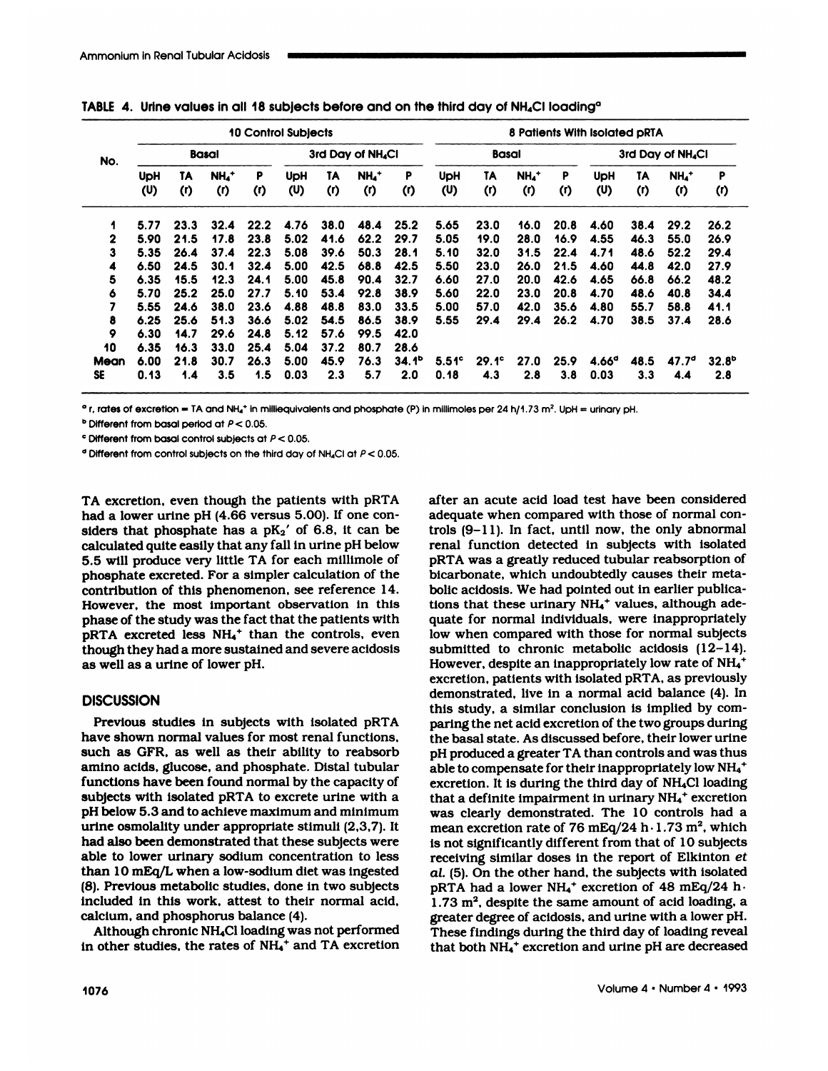TABLE 4. Urine values in all 18 subjects before and on the third day of $NH_4Cl$ loading[a]

| No. | 10 Control Subjects | | | | | | | | 8 Patients With Isolated pRTA | | | | | | | |
|---|---|---|---|---|---|---|---|---|---|---|---|---|---|---|---|---|
| | Basal | | | | 3rd Day of $NH_4Cl$ | | | | Basal | | | | 3rd Day of $NH_4Cl$ | | | |
| | UpH (U) | TA (r) | $NH_4^+$ (r) | P (r) | UpH (U) | TA (r) | $NH_4^+$ (r) | P (r) | UpH (U) | TA (r) | $NH_4^+$ (r) | P (r) | UpH (U) | TA (r) | $NH_4^+$ (r) | P (r) |
| 1 | 5.77 | 23.3 | 32.4 | 22.2 | 4.76 | 38.0 | 48.4 | 25.2 | 5.65 | 23.0 | 16.0 | 20.8 | 4.60 | 38.4 | 29.2 | 26.2 |
| 2 | 5.90 | 21.5 | 17.8 | 23.8 | 5.02 | 41.6 | 62.2 | 29.7 | 5.05 | 19.0 | 28.0 | 16.9 | 4.55 | 46.3 | 55.0 | 26.9 |
| 3 | 5.35 | 26.4 | 37.4 | 22.3 | 5.08 | 39.6 | 50.3 | 28.1 | 5.10 | 32.0 | 31.5 | 22.4 | 4.71 | 48.6 | 52.2 | 29.4 |
| 4 | 6.50 | 24.5 | 30.1 | 32.4 | 5.00 | 42.5 | 68.8 | 42.5 | 5.50 | 23.0 | 26.0 | 21.5 | 4.60 | 44.8 | 42.0 | 27.9 |
| 5 | 6.35 | 15.5 | 12.3 | 24.1 | 5.00 | 45.8 | 90.4 | 32.7 | 6.60 | 27.0 | 20.0 | 42.6 | 4.65 | 66.8 | 66.2 | 48.2 |
| 6 | 5.70 | 25.2 | 25.0 | 27.7 | 5.10 | 53.4 | 92.8 | 38.9 | 5.60 | 22.0 | 23.0 | 20.8 | 4.70 | 48.6 | 40.8 | 34.4 |
| 7 | 5.55 | 24.6 | 38.0 | 23.6 | 4.88 | 48.8 | 83.0 | 33.5 | 5.00 | 57.0 | 42.0 | 35.6 | 4.80 | 55.7 | 58.8 | 41.1 |
| 8 | 6.25 | 25.6 | 51.3 | 36.6 | 5.02 | 54.5 | 86.5 | 38.9 | 5.55 | 29.4 | 29.4 | 26.2 | 4.70 | 38.5 | 37.4 | 28.6 |
| 9 | 6.30 | 14.7 | 29.6 | 24.8 | 5.12 | 57.6 | 99.5 | 42.0 | | | | | | | | |
| 10 | 6.35 | 16.3 | 33.0 | 25.4 | 5.04 | 37.2 | 80.7 | 28.6 | | | | | | | | |
| Mean | 6.00 | 21.8 | 30.7 | 26.3 | 5.00 | 45.9 | 76.3 | 34.1[b] | 5.51[c] | 29.1[c] | 27.0 | 25.9 | 4.66[d] | 48.5 | 47.7[d] | 32.8[b] |
| SE | 0.13 | 1.4 | 3.5 | 1.5 | 0.03 | 2.3 | 5.7 | 2.0 | 0.18 | 4.3 | 2.8 | 3.8 | 0.03 | 3.3 | 4.4 | 2.8 |

[a] r, rates of excretion = TA and $NH_4^+$ in milliequivalents and phosphate (P) in millimoles per 24 h/1.73 m². UpH = urinary pH.
[b] Different from basal period at $P < 0.05$.
[c] Different from basal control subjects at $P < 0.05$.
[d] Different from control subjects on the third day of $NH_4Cl$ at $P < 0.05$.

TA excretion, even though the patients with pRTA had a lower urine pH (4.66 versus 5.00). If one considers that phosphate has a $pK_2'$ of 6.8, it can be calculated quite easily that any fall in urine pH below 5.5 will produce very little TA for each millimole of phosphate excreted. For a simpler calculation of the contribution of this phenomenon, see reference 14. However, the most important observation in this phase of the study was the fact that the patients with pRTA excreted less $NH_4^+$ than the controls, even though they had a more sustained and severe acidosis as well as a urine of lower pH.

## DISCUSSION

Previous studies in subjects with isolated pRTA have shown normal values for most renal functions, such as GFR, as well as their ability to reabsorb amino acids, glucose, and phosphate. Distal tubular functions have been found normal by the capacity of subjects with isolated pRTA to excrete urine with a pH below 5.3 and to achieve maximum and minimum urine osmolality under appropriate stimuli (2,3,7). It had also been demonstrated that these subjects were able to lower urinary sodium concentration to less than 10 mEq/L when a low-sodium diet was ingested (8). Previous metabolic studies, done in two subjects included in this work, attest to their normal acid, calcium, and phosphorus balance (4).

Although chronic $NH_4Cl$ loading was not performed in other studies, the rates of $NH_4^+$ and TA excretion after an acute acid load test have been considered adequate when compared with those of normal controls (9–11). In fact, until now, the only abnormal renal function detected in subjects with isolated pRTA was a greatly reduced tubular reabsorption of bicarbonate, which undoubtedly causes their metabolic acidosis. We had pointed out in earlier publications that these urinary $NH_4^+$ values, although adequate for normal individuals, were inappropriately low when compared with those for normal subjects submitted to chronic metabolic acidosis (12–14). However, despite an inappropriately low rate of $NH_4^+$ excretion, patients with isolated pRTA, as previously demonstrated, live in a normal acid balance (4). In this study, a similar conclusion is implied by comparing the net acid excretion of the two groups during the basal state. As discussed before, their lower urine pH produced a greater TA than controls and was thus able to compensate for their inappropriately low $NH_4^+$ excretion. It is during the third day of $NH_4Cl$ loading that a definite impairment in urinary $NH_4^+$ excretion was clearly demonstrated. The 10 controls had a mean excretion rate of 76 mEq/24 h · 1.73 m², which is not significantly different from that of 10 subjects receiving similar doses in the report of Elkinton *et al.* (5). On the other hand, the subjects with isolated pRTA had a lower $NH_4^+$ excretion of 48 mEq/24 h · 1.73 m², despite the same amount of acid loading, a greater degree of acidosis, and urine with a lower pH. These findings during the third day of loading reveal that both $NH_4^+$ excretion and urine pH are decreased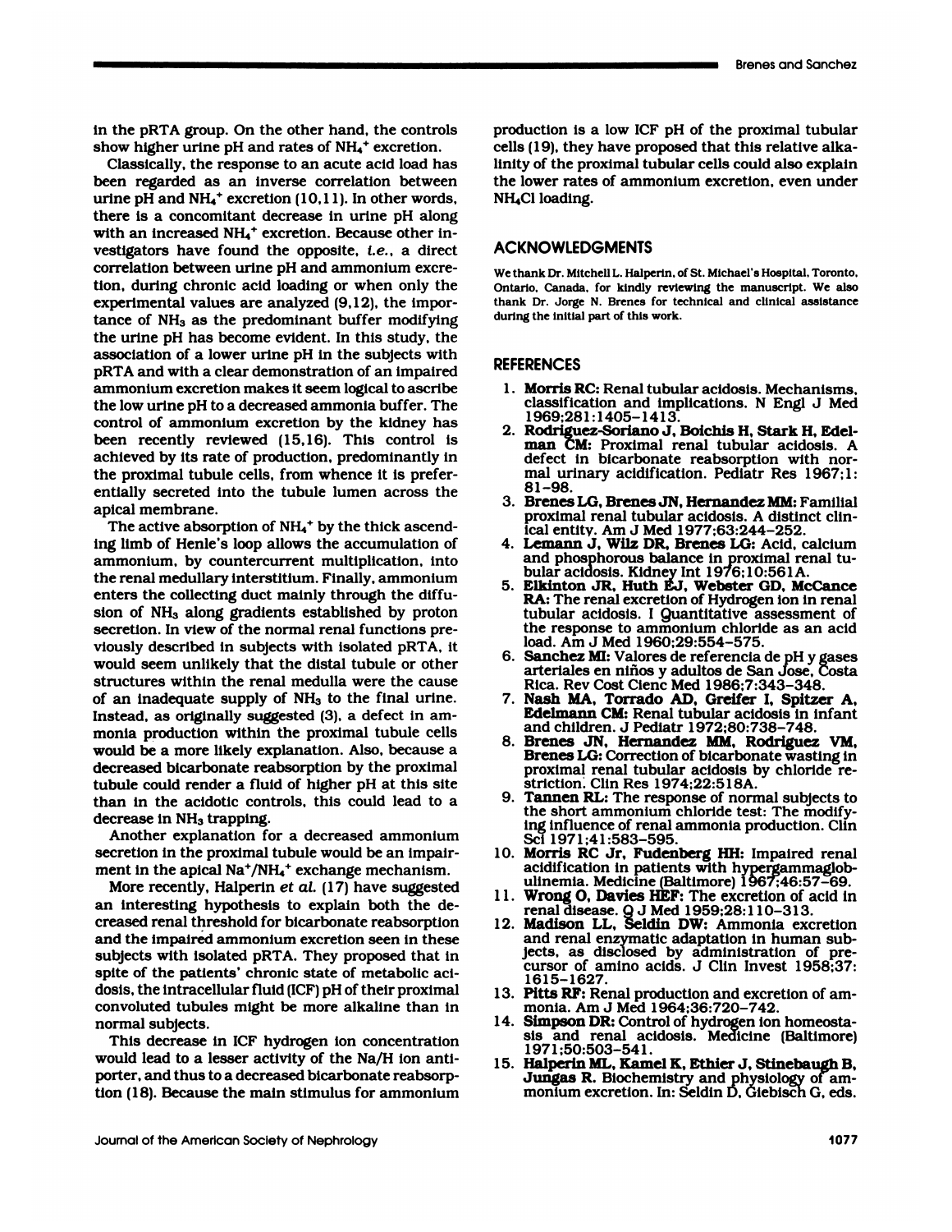in the pRTA group. On the other hand, the controls show higher urine pH and rates of $NH_4^+$ excretion.

Classically, the response to an acute acid load has been regarded as an inverse correlation between urine pH and $NH_4^+$ excretion (10,11). In other words, there is a concomitant decrease in urine pH along with an increased $NH_4^+$ excretion. Because other investigators have found the opposite, *i.e.*, a direct correlation between urine pH and ammonium excretion, during chronic acid loading or when only the experimental values are analyzed (9,12), the importance of $NH_3$ as the predominant buffer modifying the urine pH has become evident. In this study, the association of a lower urine pH in the subjects with pRTA and with a clear demonstration of an impaired ammonium excretion makes it seem logical to ascribe the low urine pH to a decreased ammonia buffer. The control of ammonium excretion by the kidney has been recently reviewed (15,16). This control is achieved by its rate of production, predominantly in the proximal tubule cells, from whence it is preferentially secreted into the tubule lumen across the apical membrane.

The active absorption of $NH_4^+$ by the thick ascending limb of Henle's loop allows the accumulation of ammonium, by countercurrent multiplication, into the renal medullary interstitium. Finally, ammonium enters the collecting duct mainly through the diffusion of $NH_3$ along gradients established by proton secretion. In view of the normal renal functions previously described in subjects with isolated pRTA, it would seem unlikely that the distal tubule or other structures within the renal medulla were the cause of an inadequate supply of $NH_3$ to the final urine. Instead, as originally suggested (3), a defect in ammonia production within the proximal tubule cells would be a more likely explanation. Also, because a decreased bicarbonate reabsorption by the proximal tubule could render a fluid of higher pH at this site than in the acidotic controls, this could lead to a decrease in $NH_3$ trapping.

Another explanation for a decreased ammonium secretion in the proximal tubule would be an impairment in the apical $Na^+/NH_4^+$ exchange mechanism.

More recently, Halperin *et al.* (17) have suggested an interesting hypothesis to explain both the decreased renal threshold for bicarbonate reabsorption and the impaired ammonium excretion seen in these subjects with isolated pRTA. They proposed that in spite of the patients' chronic state of metabolic acidosis, the intracellular fluid (ICF) pH of their proximal convoluted tubules might be more alkaline than in normal subjects.

This decrease in ICF hydrogen ion concentration would lead to a lesser activity of the Na/H ion antiporter, and thus to a decreased bicarbonate reabsorption (18). Because the main stimulus for ammonium production is a low ICF pH of the proximal tubular cells (19), they have proposed that this relative alkalinity of the proximal tubular cells could also explain the lower rates of ammonium excretion, even under $NH_4Cl$ loading.

## ACKNOWLEDGMENTS

We thank Dr. Mitchell L. Halperin, of St. Michael's Hospital, Toronto, Ontario, Canada, for kindly reviewing the manuscript. We also thank Dr. Jorge N. Brenes for technical and clinical assistance during the initial part of this work.

## REFERENCES

1. **Morris RC:** Renal tubular acidosis. Mechanisms, classification and implications. N Engl J Med 1969;281:1405–1413.
2. **Rodriguez-Soriano J, Boichis H, Stark H, Edelman CM:** Proximal renal tubular acidosis. A defect in bicarbonate reabsorption with normal urinary acidification. Pediatr Res 1967;1:81–98.
3. **Brenes LG, Brenes JN, Hernandez MM:** Familial proximal renal tubular acidosis. A distinct clinical entity. Am J Med 1977;63:244–252.
4. **Lemann J, Wilz DR, Brenes LG:** Acid, calcium and phosphorous balance in proximal renal tubular acidosis. Kidney Int 1976;10:561A.
5. **Elkinton JR, Huth EJ, Webster GD, McCance RA:** The renal excretion of Hydrogen ion in renal tubular acidosis. I Quantitative assessment of the response to ammonium chloride as an acid load. Am J Med 1960;29:554–575.
6. **Sanchez MI:** Valores de referencia de pH y gases arteriales en niños y adultos de San Jose, Costa Rica. Rev Cost Cienc Med 1986;7:343–348.
7. **Nash MA, Torrado AD, Greifer I, Spitzer A, Edelmann CM:** Renal tubular acidosis in infant and children. J Pediatr 1972;80:738–748.
8. **Brenes JN, Hernandez MM, Rodriguez VM, Brenes LG:** Correction of bicarbonate wasting in proximal renal tubular acidosis by chloride restriction. Clin Res 1974;22:518A.
9. **Tannen RL:** The response of normal subjects to the short ammonium chloride test: The modifying influence of renal ammonia production. Clin Sci 1971;41:583–595.
10. **Morris RC Jr, Fudenberg HH:** Impaired renal acidification in patients with hypergammaglobulinemia. Medicine (Baltimore) 1967;46:57–69.
11. **Wrong O, Davies HEF:** The excretion of acid in renal disease. Q J Med 1959;28:110–313.
12. **Madison LL, Seldin DW:** Ammonia excretion and renal enzymatic adaptation in human subjects, as disclosed by administration of precursor of amino acids. J Clin Invest 1958;37:1615–1627.
13. **Pitts RF:** Renal production and excretion of ammonia. Am J Med 1964;36:720–742.
14. **Simpson DR:** Control of hydrogen ion homeostasis and renal acidosis. Medicine (Baltimore) 1971;50:503–541.
15. **Halperin ML, Kamel K, Ethier J, Stinebaugh B, Jungas R.** Biochemistry and physiology of ammonium excretion. In: Seldin D, Giebisch G, eds.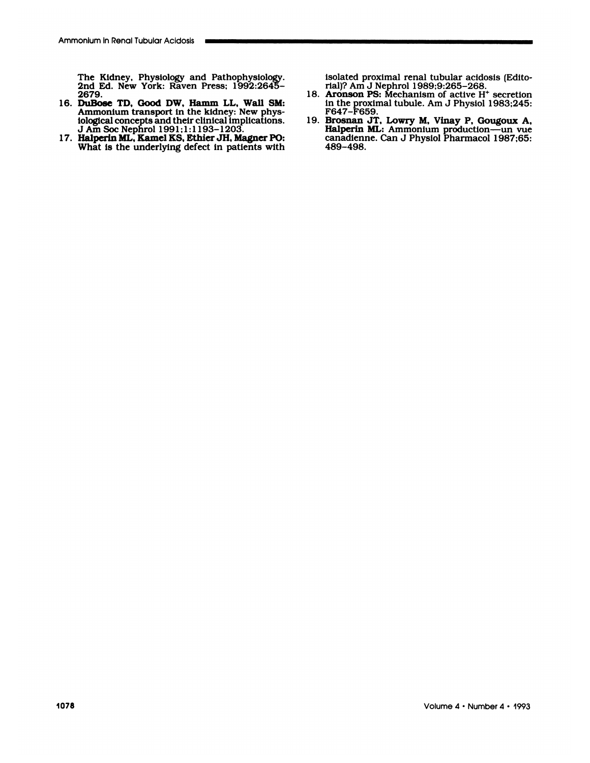The Kidney, Physiology and Pathophysiology. 2nd Ed. New York: Raven Press; 1992:2645–2679.

16. **DuBose TD, Good DW, Hamm LL, Wall SM:** Ammonium transport in the kidney: New physiological concepts and their clinical implications. J Am Soc Nephrol 1991;1:1193–1203.
17. **Halperin ML, Kamel KS, Ethier JH, Magner PO:** What is the underlying defect in patients with isolated proximal renal tubular acidosis (Editorial)? Am J Nephrol 1989;9:265–268.
18. **Aronson PS:** Mechanism of active $H^+$ secretion in the proximal tubule. Am J Physiol 1983;245: F647–F659.
19. **Brosnan JT, Lowry M, Vinay P, Gougoux A, Halperin ML:** Ammonium production—un vue canadienne. Can J Physiol Pharmacol 1987;65: 489–498.